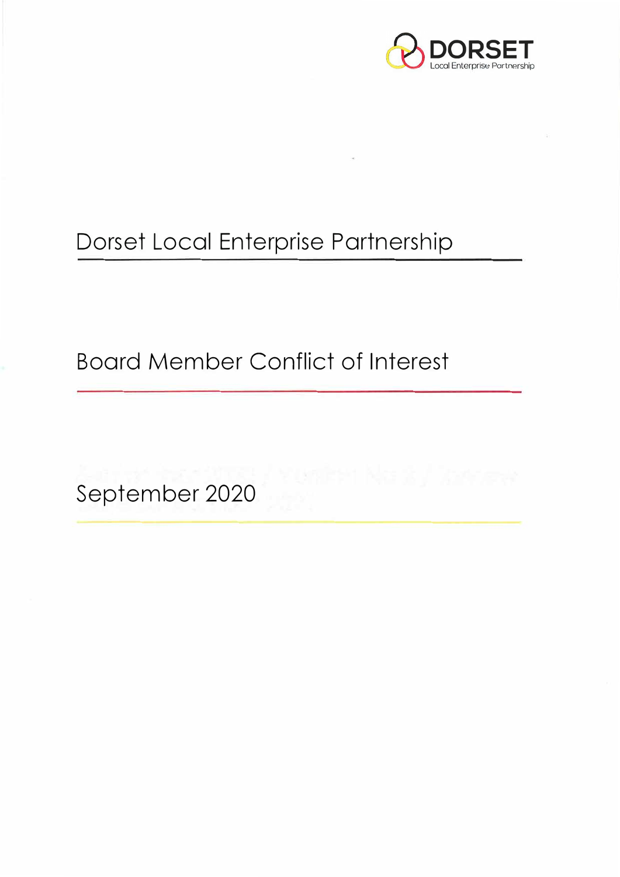DORSET
Local Enterprise Partnership

# Dorset Local Enterprise Partnership

## Board Member Conflict of Interest

September 2020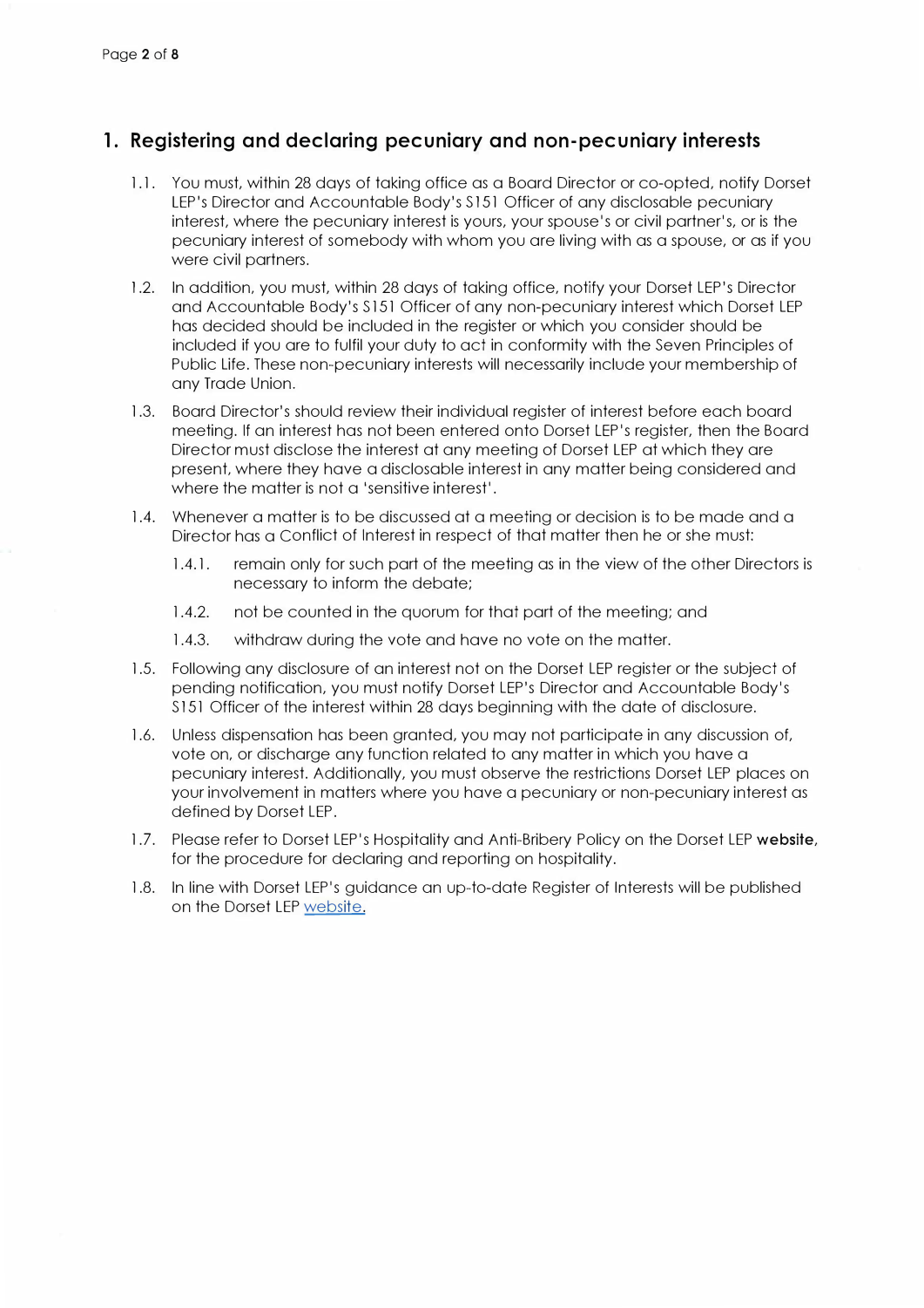## 1. Registering and declaring pecuniary and non-pecuniary interests

1.1. You must, within 28 days of taking office as a Board Director or co-opted, notify Dorset LEP's Director and Accountable Body's S151 Officer of any disclosable pecuniary interest, where the pecuniary interest is yours, your spouse's or civil partner's, or is the pecuniary interest of somebody with whom you are living with as a spouse, or as if you were civil partners.

1.2. In addition, you must, within 28 days of taking office, notify your Dorset LEP's Director and Accountable Body's S151 Officer of any non-pecuniary interest which Dorset LEP has decided should be included in the register or which you consider should be included if you are to fulfil your duty to act in conformity with the Seven Principles of Public Life. These non-pecuniary interests will necessarily include your membership of any Trade Union.

1.3. Board Director's should review their individual register of interest before each board meeting. If an interest has not been entered onto Dorset LEP's register, then the Board Director must disclose the interest at any meeting of Dorset LEP at which they are present, where they have a disclosable interest in any matter being considered and where the matter is not a 'sensitive interest'.

1.4. Whenever a matter is to be discussed at a meeting or decision is to be made and a Director has a Conflict of Interest in respect of that matter then he or she must:

   1.4.1. remain only for such part of the meeting as in the view of the other Directors is necessary to inform the debate;

   1.4.2. not be counted in the quorum for that part of the meeting; and

   1.4.3. withdraw during the vote and have no vote on the matter.

1.5. Following any disclosure of an interest not on the Dorset LEP register or the subject of pending notification, you must notify Dorset LEP's Director and Accountable Body's S151 Officer of the interest within 28 days beginning with the date of disclosure.

1.6. Unless dispensation has been granted, you may not participate in any discussion of, vote on, or discharge any function related to any matter in which you have a pecuniary interest. Additionally, you must observe the restrictions Dorset LEP places on your involvement in matters where you have a pecuniary or non-pecuniary interest as defined by Dorset LEP.

1.7. Please refer to Dorset LEP's Hospitality and Anti-Bribery Policy on the Dorset LEP **website**, for the procedure for declaring and reporting on hospitality.

1.8. In line with Dorset LEP's guidance an up-to-date Register of Interests will be published on the Dorset LEP website.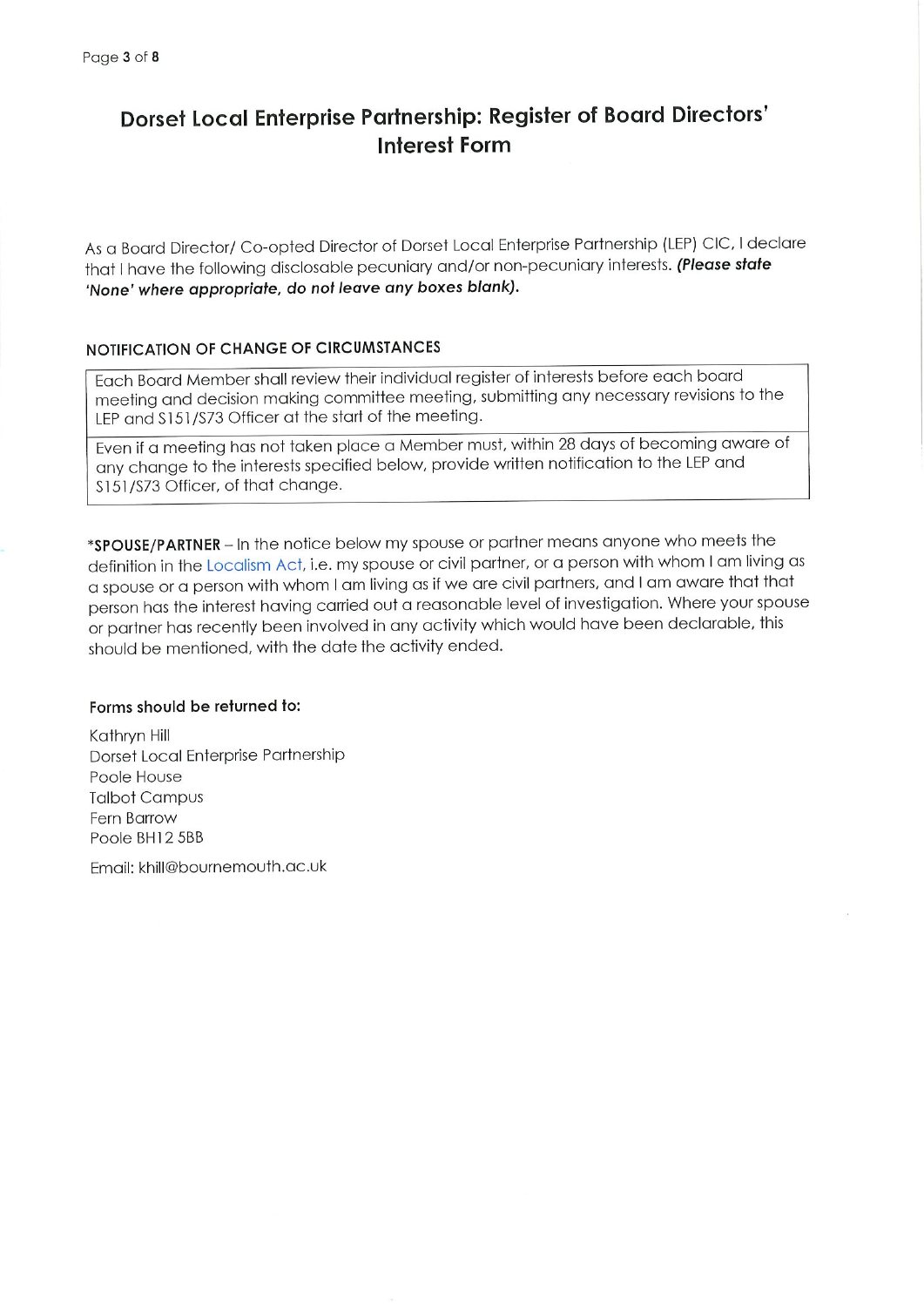# Dorset Local Enterprise Partnership: Register of Board Directors' Interest Form

As a Board Director/ Co-opted Director of Dorset Local Enterprise Partnership (LEP) CIC, I declare that I have the following disclosable pecuniary and/or non-pecuniary interests. ***(Please state 'None' where appropriate, do not leave any boxes blank).***

### NOTIFICATION OF CHANGE OF CIRCUMSTANCES

| Each Board Member shall review their individual register of interests before each board meeting and decision making committee meeting, submitting any necessary revisions to the LEP and S151/S73 Officer at the start of the meeting. |
| --- |
| Even if a meeting has not taken place a Member must, within 28 days of becoming aware of any change to the interests specified below, provide written notification to the LEP and S151/S73 Officer, of that change. |

**\*SPOUSE/PARTNER** – In the notice below my spouse or partner means anyone who meets the definition in the Localism Act, i.e. my spouse or civil partner, or a person with whom I am living as a spouse or a person with whom I am living as if we are civil partners, and I am aware that that person has the interest having carried out a reasonable level of investigation. Where your spouse or partner has recently been involved in any activity which would have been declarable, this should be mentioned, with the date the activity ended.

**Forms should be returned to:**

Kathryn Hill
Dorset Local Enterprise Partnership
Poole House
Talbot Campus
Fern Barrow
Poole BH12 5BB

Email: khill@bournemouth.ac.uk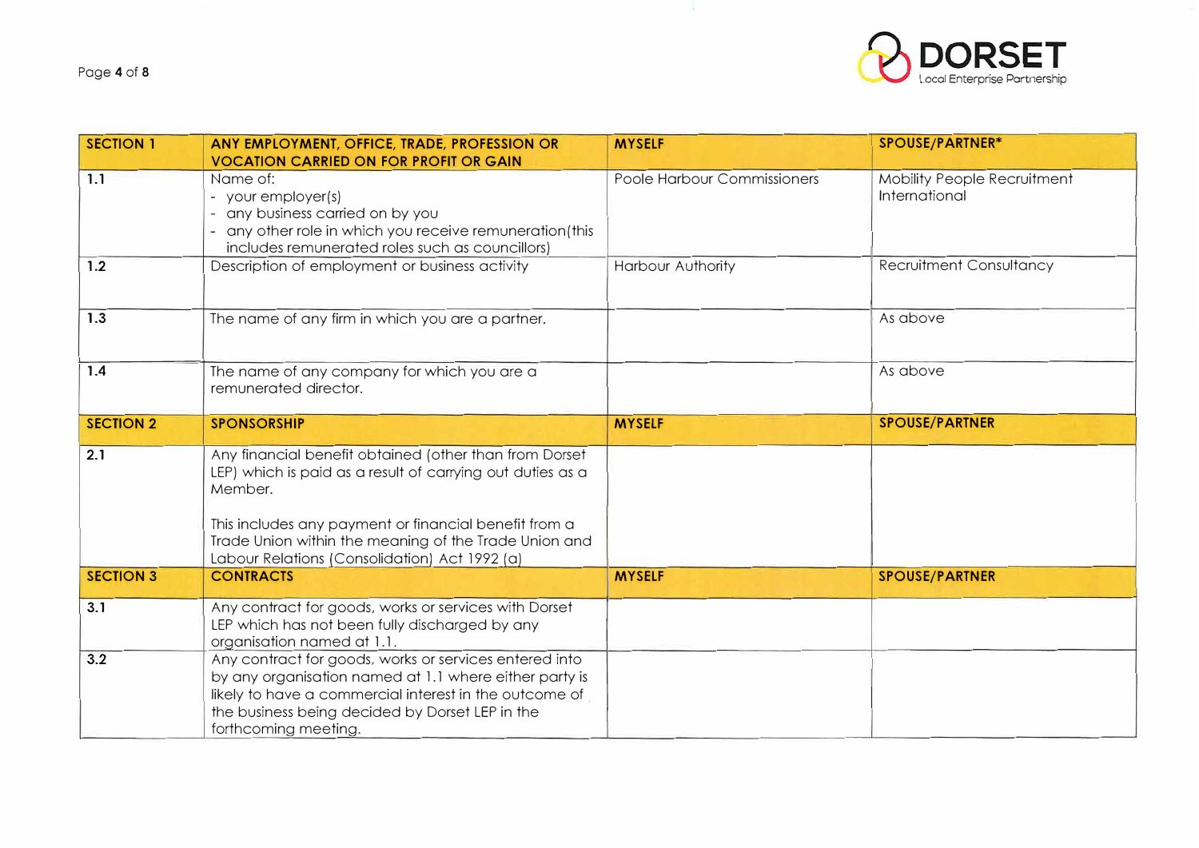| SECTION 1 | ANY EMPLOYMENT, OFFICE, TRADE, PROFESSION OR VOCATION CARRIED ON FOR PROFIT OR GAIN | MYSELF | SPOUSE/PARTNER* |
|---|---|---|---|
| 1.1 | Name of:<br>- your employer(s)<br>- any business carried on by you<br>- any other role in which you receive remuneration(this includes remunerated roles such as councillors) | Poole Harbour Commissioners | Mobility People Recruitment International |
| 1.2 | Description of employment or business activity | Harbour Authority | Recruitment Consultancy |
| 1.3 | The name of any firm in which you are a partner. | | As above |
| 1.4 | The name of any company for which you are a remunerated director. | | As above |
| **SECTION 2** | **SPONSORSHIP** | **MYSELF** | **SPOUSE/PARTNER** |
| 2.1 | Any financial benefit obtained (other than from Dorset LEP) which is paid as a result of carrying out duties as a Member.<br><br>This includes any payment or financial benefit from a Trade Union within the meaning of the Trade Union and Labour Relations (Consolidation) Act 1992 (a) | | |
| **SECTION 3** | **CONTRACTS** | **MYSELF** | **SPOUSE/PARTNER** |
| 3.1 | Any contract for goods, works or services with Dorset LEP which has not been fully discharged by any organisation named at 1.1. | | |
| 3.2 | Any contract for goods, works or services entered into by any organisation named at 1.1 where either party is likely to have a commercial interest in the outcome of the business being decided by Dorset LEP in the forthcoming meeting. | | |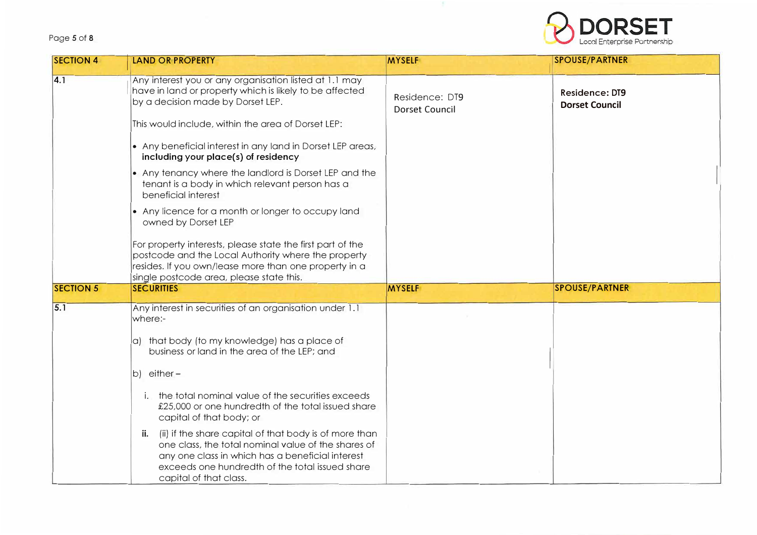| SECTION 4 | LAND OR PROPERTY | MYSELF | SPOUSE/PARTNER |
|---|---|---|---|
| 4.1 | Any interest you or any organisation listed at 1.1 may have in land or property which is likely to be affected by a decision made by Dorset LEP.<br><br>This would include, within the area of Dorset LEP:<br><br>• Any beneficial interest in any land in Dorset LEP areas, **including your place(s) of residency**<br>• Any tenancy where the landlord is Dorset LEP and the tenant is a body in which relevant person has a beneficial interest<br>• Any licence for a month or longer to occupy land owned by Dorset LEP<br><br>For property interests, please state the first part of the postcode and the Local Authority where the property resides. If you own/lease more than one property in a single postcode area, please state this. | Residence: DT9<br>Dorset Council | **Residence: DT9**<br>**Dorset Council** |
| **SECTION 5** | **SECURITIES** | **MYSELF** | **SPOUSE/PARTNER** |
| 5.1 | Any interest in securities of an organisation under 1.1 where:-<br><br>a) that body (to my knowledge) has a place of business or land in the area of the LEP; and<br><br>b) either –<br><br>i. the total nominal value of the securities exceeds £25,000 or one hundredth of the total issued share capital of that body; or<br><br>**ii.** (ii) if the share capital of that body is of more than one class, the total nominal value of the shares of any one class in which has a beneficial interest exceeds one hundredth of the total issued share capital of that class. | | |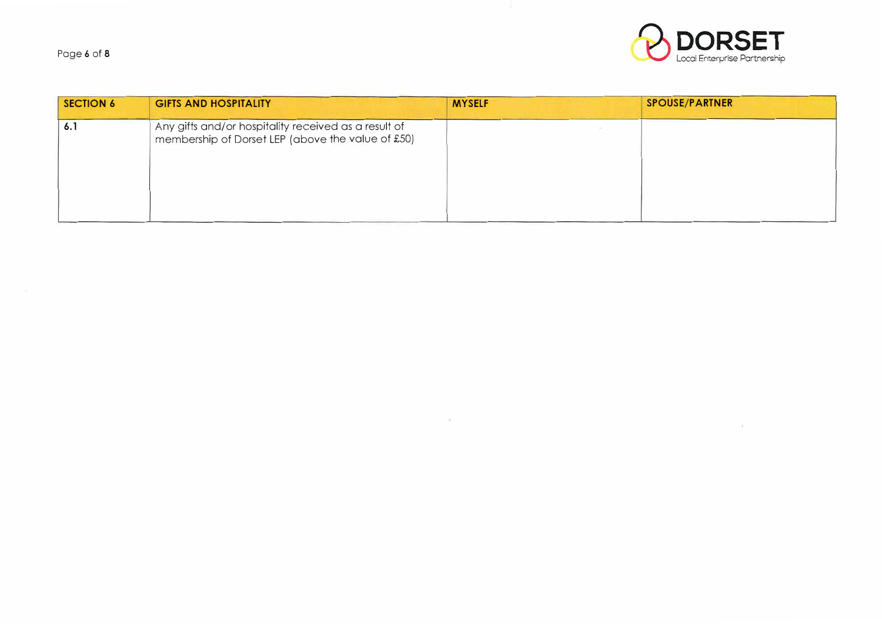| SECTION 6 | GIFTS AND HOSPITALITY | MYSELF | SPOUSE/PARTNER |
|---|---|---|---|
| 6.1 | Any gifts and/or hospitality received as a result of membership of Dorset LEP (above the value of £50) | | |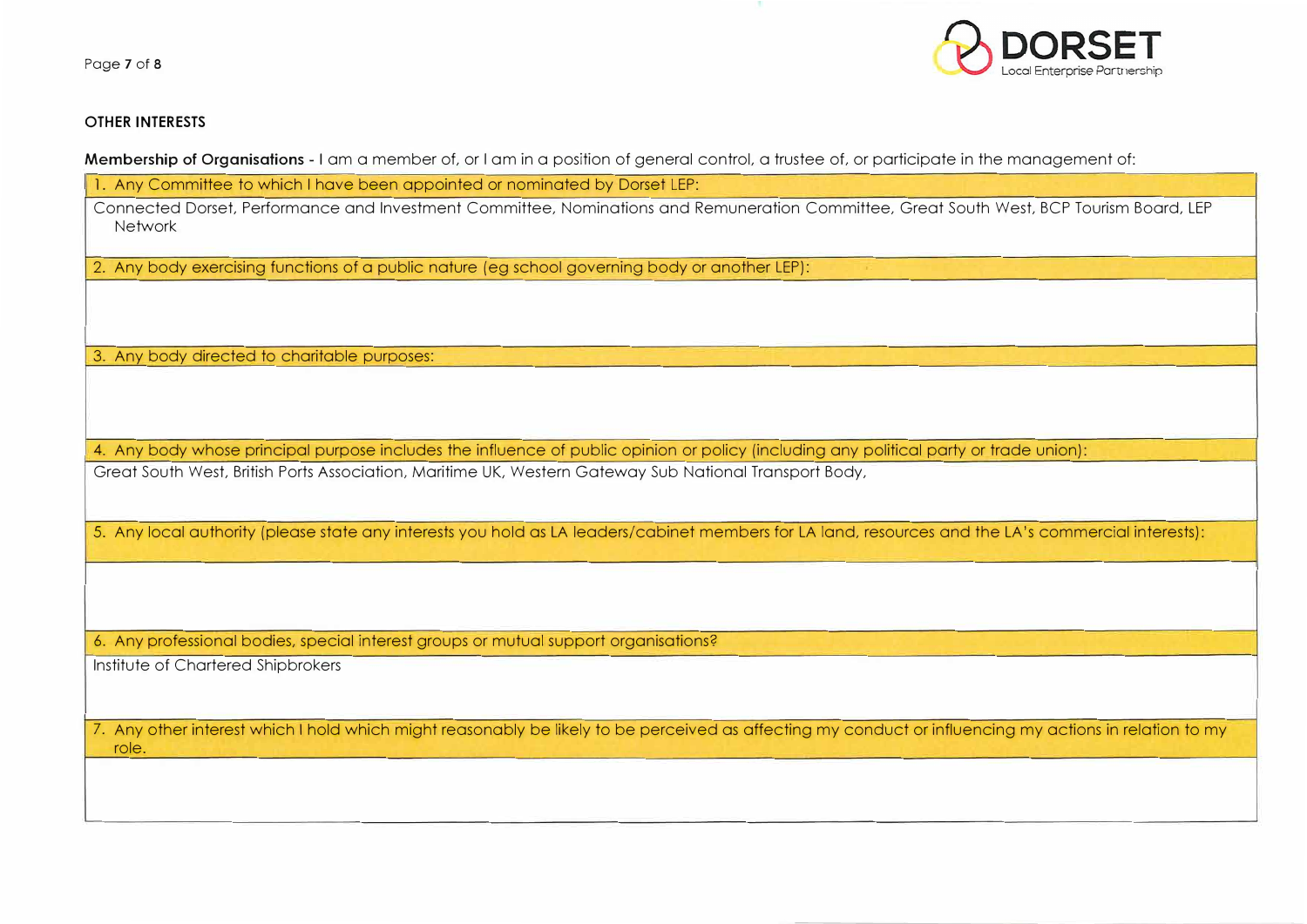### OTHER INTERESTS

**Membership of Organisations** - I am a member of, or I am in a position of general control, a trustee of, or participate in the management of:

| 1. Any Committee to which I have been appointed or nominated by Dorset LEP: |
|---|
| Connected Dorset, Performance and Investment Committee, Nominations and Remuneration Committee, Great South West, BCP Tourism Board, LEP Network |
| 2. Any body exercising functions of a public nature (eg school governing body or another LEP): |
| |
| 3. Any body directed to charitable purposes: |
| |
| 4. Any body whose principal purpose includes the influence of public opinion or policy (including any political party or trade union): |
| Great South West, British Ports Association, Maritime UK, Western Gateway Sub National Transport Body, |
| 5. Any local authority (please state any interests you hold as LA leaders/cabinet members for LA land, resources and the LA's commercial interests): |
| |
| 6. Any professional bodies, special interest groups or mutual support organisations? |
| Institute of Chartered Shipbrokers |
| 7. Any other interest which I hold which might reasonably be likely to be perceived as affecting my conduct or influencing my actions in relation to my role. |
| |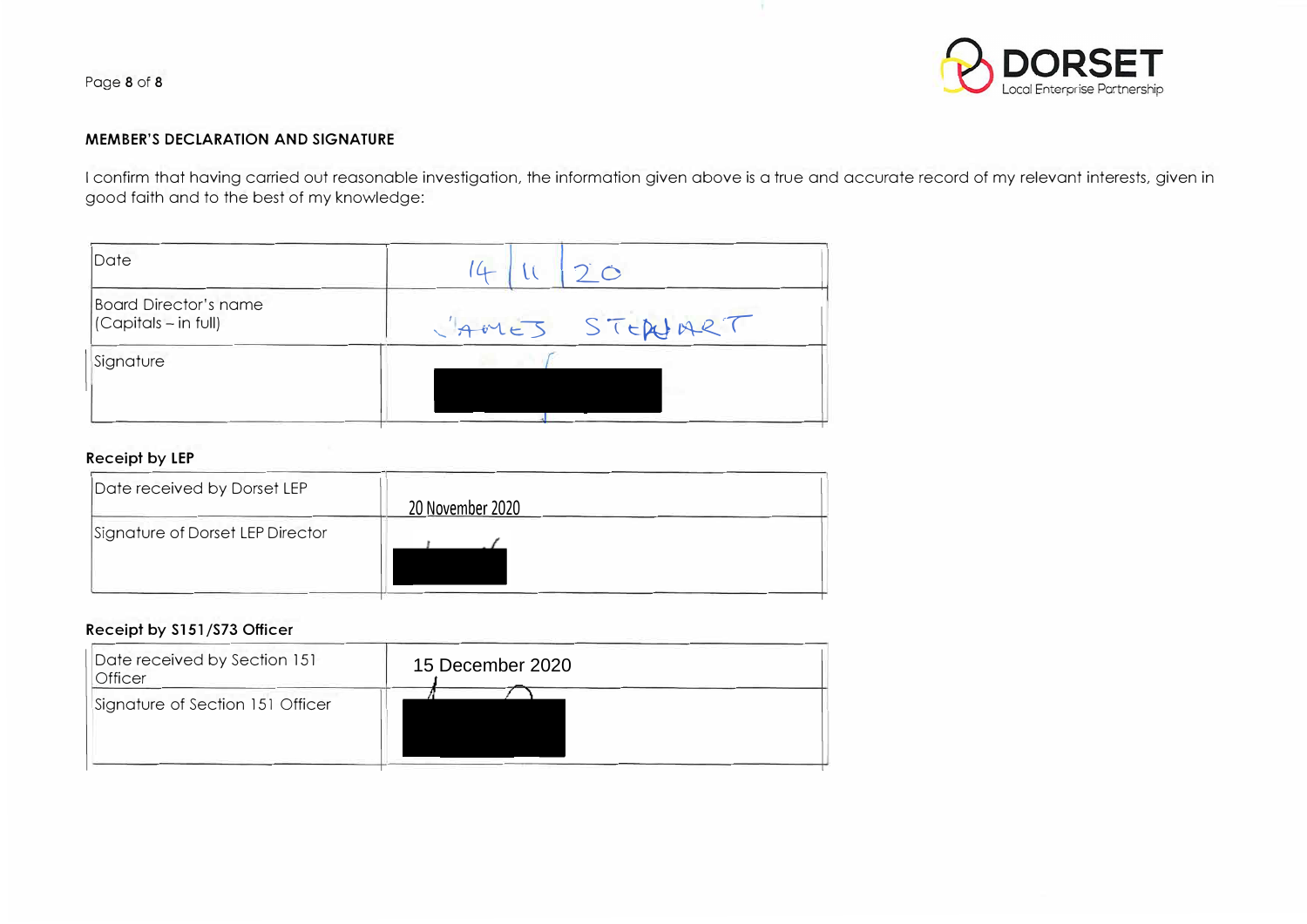## MEMBER'S DECLARATION AND SIGNATURE

I confirm that having carried out reasonable investigation, the information given above is a true and accurate record of my relevant interests, given in good faith and to the best of my knowledge:

| | |
|---|---|
| Date | 14/11/20 |
| Board Director's name (Capitals – in full) | JAMES STEWART |
| Signature | |

### Receipt by LEP

| | |
|---|---|
| Date received by Dorset LEP | 20 November 2020 |
| Signature of Dorset LEP Director | |

### Receipt by S151/S73 Officer

| | |
|---|---|
| Date received by Section 151 Officer | 15 December 2020 |
| Signature of Section 151 Officer | |